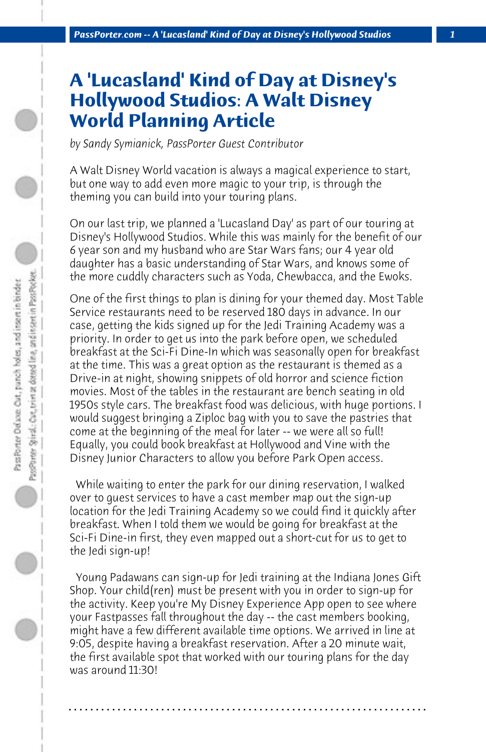# A 'Lucasland' Kind of Day at Disney's Hollywood Studios: A Walt Disney World Planning Article

*by Sandy Symianick, PassPorter Guest Contributor*

A Walt Disney World vacation is always a magical experience to start, but one way to add even more magic to your trip, is through the theming you can build into your touring plans.

On our last trip, we planned a 'Lucasland Day' as part of our touring at Disney's Hollywood Studios. While this was mainly for the benefit of our 6 year son and my husband who are Star Wars fans; our 4 year old daughter has a basic understanding of Star Wars, and knows some of the more cuddly characters such as Yoda, Chewbacca, and the Ewoks.

One of the first things to plan is dining for your themed day. Most Table Service restaurants need to be reserved 180 days in advance. In our case, getting the kids signed up for the Jedi Training Academy was a priority. In order to get us into the park before open, we scheduled breakfast at the Sci-Fi Dine-In which was seasonally open for breakfast at the time. This was a great option as the restaurant is themed as a Drive-in at night, showing snippets of old horror and science fiction movies. Most of the tables in the restaurant are bench seating in old 1950s style cars. The breakfast food was delicious, with huge portions. I would suggest bringing a Ziploc bag with you to save the pastries that come at the beginning of the meal for later -- we were all so full! Equally, you could book breakfast at Hollywood and Vine with the Disney Junior Characters to allow you before Park Open access.

While waiting to enter the park for our dining reservation, I walked over to guest services to have a cast member map out the sign-up location for the Jedi Training Academy so we could find it quickly after breakfast. When I told them we would be going for breakfast at the Sci-Fi Dine-in first, they even mapped out a short-cut for us to get to the Jedi sign-up!

Young Padawans can sign-up for Jedi training at the Indiana Jones Gift Shop. Your child(ren) must be present with you in order to sign-up for the activity. Keep you're My Disney Experience App open to see where your Fastpasses fall throughout the day -- the cast members booking, might have a few different available time options. We arrived in line at 9:05, despite having a breakfast reservation. After a 20 minute wait, the first available spot that worked with our touring plans for the day was around 11:30!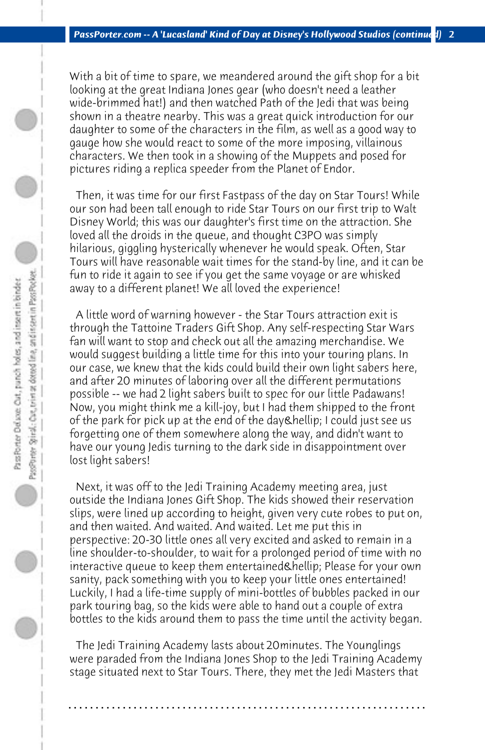With a bit of time to spare, we meandered around the gift shop for a bit looking at the great Indiana Jones gear (who doesn't need a leather wide-brimmed hat!) and then watched Path of the Jedi that was being shown in a theatre nearby. This was a great quick introduction for our daughter to some of the characters in the film, as well as a good way to gauge how she would react to some of the more imposing, villainous characters. We then took in a showing of the Muppets and posed for pictures riding a replica speeder from the Planet of Endor.

Then, it was time for our first Fastpass of the day on Star Tours! While our son had been tall enough to ride Star Tours on our first trip to Walt Disney World; this was our daughter's first time on the attraction. She loved all the droids in the queue, and thought C3PO was simply hilarious, giggling hysterically whenever he would speak. Often, Star Tours will have reasonable wait times for the stand-by line, and it can be fun to ride it again to see if you get the same voyage or are whisked away to a different planet! We all loved the experience!

A little word of warning however - the Star Tours attraction exit is through the Tattoine Traders Gift Shop. Any self-respecting Star Wars fan will want to stop and check out all the amazing merchandise. We would suggest building a little time for this into your touring plans. In our case, we knew that the kids could build their own light sabers here, and after 20 minutes of laboring over all the different permutations possible -- we had 2 light sabers built to spec for our little Padawans! Now, you might think me a kill-joy, but I had them shipped to the front of the park for pick up at the end of the day&hellip; I could just see us forgetting one of them somewhere along the way, and didn't want to have our young Jedis turning to the dark side in disappointment over lost light sabers!

Next, it was off to the Jedi Training Academy meeting area, just outside the Indiana Jones Gift Shop. The kids showed their reservation slips, were lined up according to height, given very cute robes to put on, and then waited. And waited. And waited. Let me put this in perspective: 20-30 little ones all very excited and asked to remain in a line shoulder-to-shoulder, to wait for a prolonged period of time with no interactive queue to keep them entertained&hellip; Please for your own sanity, pack something with you to keep your little ones entertained! Luckily, I had a life-time supply of mini-bottles of bubbles packed in our park touring bag, so the kids were able to hand out a couple of extra bottles to the kids around them to pass the time until the activity began.

The Jedi Training Academy lasts about 20minutes. The Younglings were paraded from the Indiana Jones Shop to the Jedi Training Academy stage situated next to Star Tours. There, they met the Jedi Masters that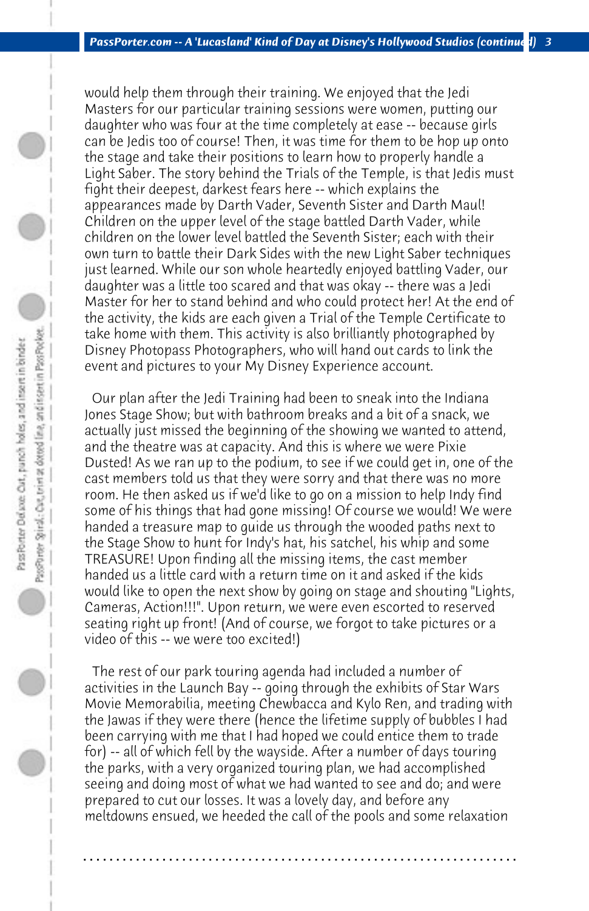would help them through their training. We enjoyed that the Jedi Masters for our particular training sessions were women, putting our daughter who was four at the time completely at ease -- because girls can be Jedis too of course! Then, it was time for them to be hop up onto the stage and take their positions to learn how to properly handle a Light Saber. The story behind the Trials of the Temple, is that Jedis must fight their deepest, darkest fears here -- which explains the appearances made by Darth Vader, Seventh Sister and Darth Maul! Children on the upper level of the stage battled Darth Vader, while children on the lower level battled the Seventh Sister; each with their own turn to battle their Dark Sides with the new Light Saber techniques just learned. While our son whole heartedly enjoyed battling Vader, our daughter was a little too scared and that was okay -- there was a Jedi Master for her to stand behind and who could protect her! At the end of the activity, the kids are each given a Trial of the Temple Certificate to take home with them. This activity is also brilliantly photographed by Disney Photopass Photographers, who will hand out cards to link the event and pictures to your My Disney Experience account.

Our plan after the Jedi Training had been to sneak into the Indiana Jones Stage Show; but with bathroom breaks and a bit of a snack, we actually just missed the beginning of the showing we wanted to attend, and the theatre was at capacity. And this is where we were Pixie Dusted! As we ran up to the podium, to see if we could get in, one of the cast members told us that they were sorry and that there was no more room. He then asked us if we'd like to go on a mission to help Indy find some of his things that had gone missing! Of course we would! We were handed a treasure map to guide us through the wooded paths next to the Stage Show to hunt for Indy's hat, his satchel, his whip and some TREASURE! Upon finding all the missing items, the cast member handed us a little card with a return time on it and asked if the kids would like to open the next show by going on stage and shouting "Lights, Cameras, Action!!!". Upon return, we were even escorted to reserved seating right up front! (And of course, we forgot to take pictures or a video of this -- we were too excited!)

The rest of our park touring agenda had included a number of activities in the Launch Bay -- going through the exhibits of Star Wars Movie Memorabilia, meeting Chewbacca and Kylo Ren, and trading with the Jawas if they were there (hence the lifetime supply of bubbles I had been carrying with me that I had hoped we could entice them to trade for) -- all of which fell by the wayside. After a number of days touring the parks, with a very organized touring plan, we had accomplished seeing and doing most of what we had wanted to see and do; and were prepared to cut our losses. It was a lovely day, and before any meltdowns ensued, we heeded the call of the pools and some relaxation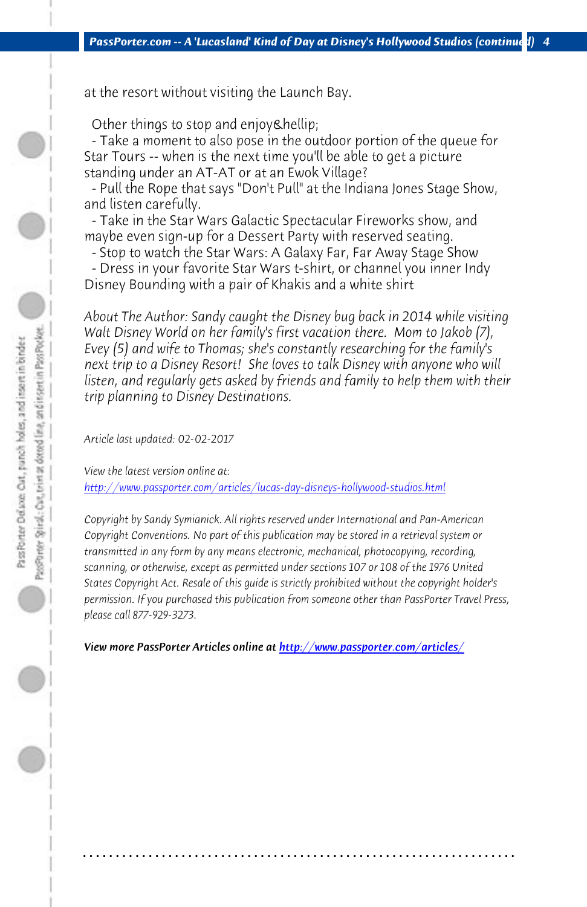at the resort without visiting the Launch Bay.

Other things to stop and enjoy&hellip;

- Take a moment to also pose in the outdoor portion of the queue for Star Tours -- when is the next time you'll be able to get a picture standing under an AT-AT or at an Ewok Village?
- Pull the Rope that says "Don't Pull" at the Indiana Jones Stage Show, and listen carefully.
- Take in the Star Wars Galactic Spectacular Fireworks show, and maybe even sign-up for a Dessert Party with reserved seating.
- Stop to watch the Star Wars: A Galaxy Far, Far Away Stage Show
- Dress in your favorite Star Wars t-shirt, or channel you inner Indy Disney Bounding with a pair of Khakis and a white shirt

*About The Author: Sandy caught the Disney bug back in 2014 while visiting Walt Disney World on her family's first vacation there. Mom to Jakob (7), Evey (5) and wife to Thomas; she's constantly researching for the family's next trip to a Disney Resort! She loves to talk Disney with anyone who will listen, and regularly gets asked by friends and family to help them with their trip planning to Disney Destinations.*

*Article last updated: 02-02-2017*

*View the latest version online at:*
*http://www.passporter.com/articles/lucas-day-disneys-hollywood-studios.html*

*Copyright by Sandy Symianick. All rights reserved under International and Pan-American Copyright Conventions. No part of this publication may be stored in a retrieval system or transmitted in any form by any means electronic, mechanical, photocopying, recording, scanning, or otherwise, except as permitted under sections 107 or 108 of the 1976 United States Copyright Act. Resale of this guide is strictly prohibited without the copyright holder's permission. If you purchased this publication from someone other than PassPorter Travel Press, please call 877-929-3273.*

***View more PassPorter Articles online at http://www.passporter.com/articles/***